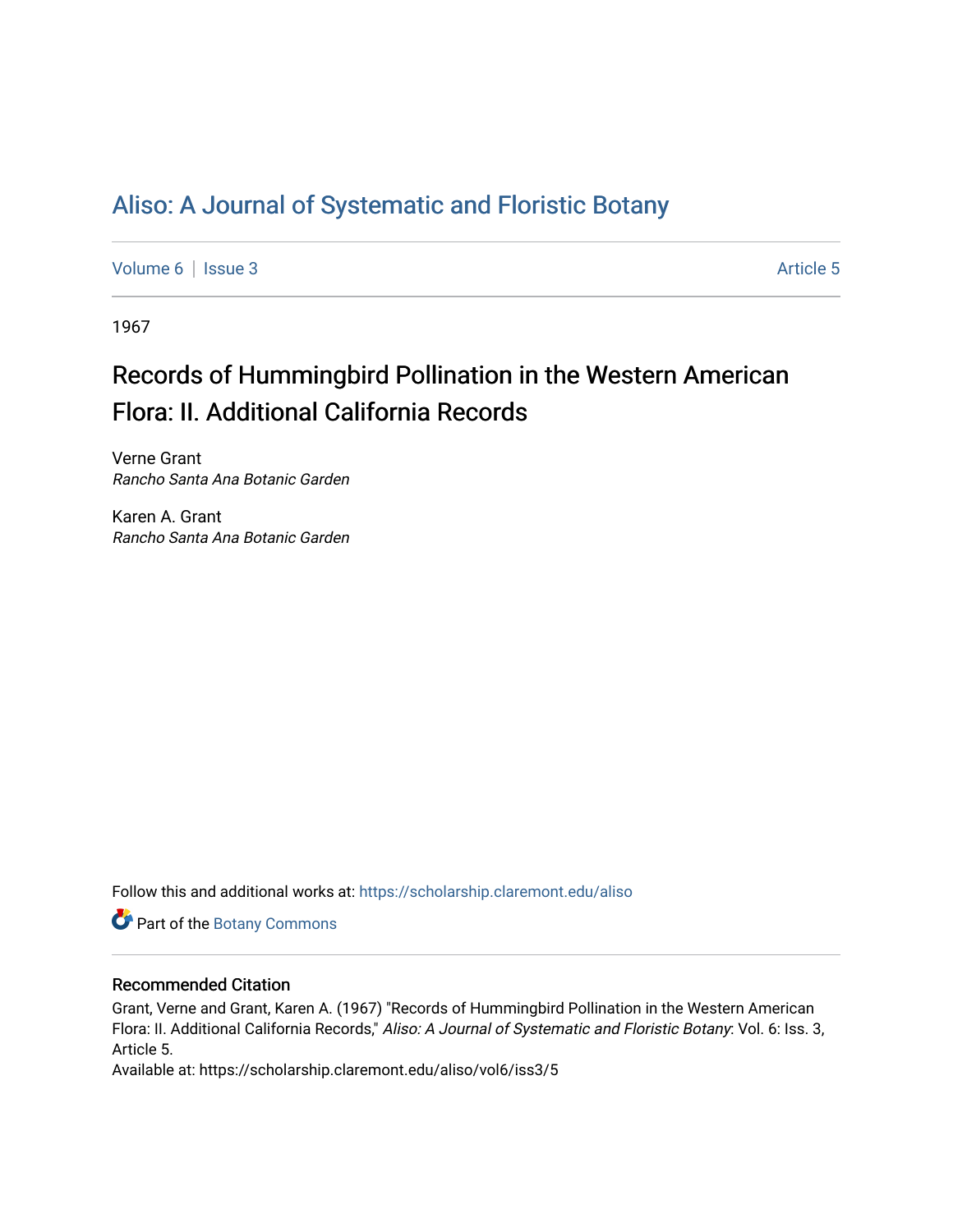# Aliso: A Journal of Systematic and Floristic Botany

Volume 6 | Issue 3 Article 5

1967

## Records of Hummingbird Pollination in the Western American Flora: II. Additional California Records

Verne Grant
*Rancho Santa Ana Botanic Garden*

Karen A. Grant
*Rancho Santa Ana Botanic Garden*

Follow this and additional works at: https://scholarship.claremont.edu/aliso

Part of the Botany Commons

### Recommended Citation

Grant, Verne and Grant, Karen A. (1967) "Records of Hummingbird Pollination in the Western American Flora: II. Additional California Records," *Aliso: A Journal of Systematic and Floristic Botany*: Vol. 6: Iss. 3, Article 5.
Available at: https://scholarship.claremont.edu/aliso/vol6/iss3/5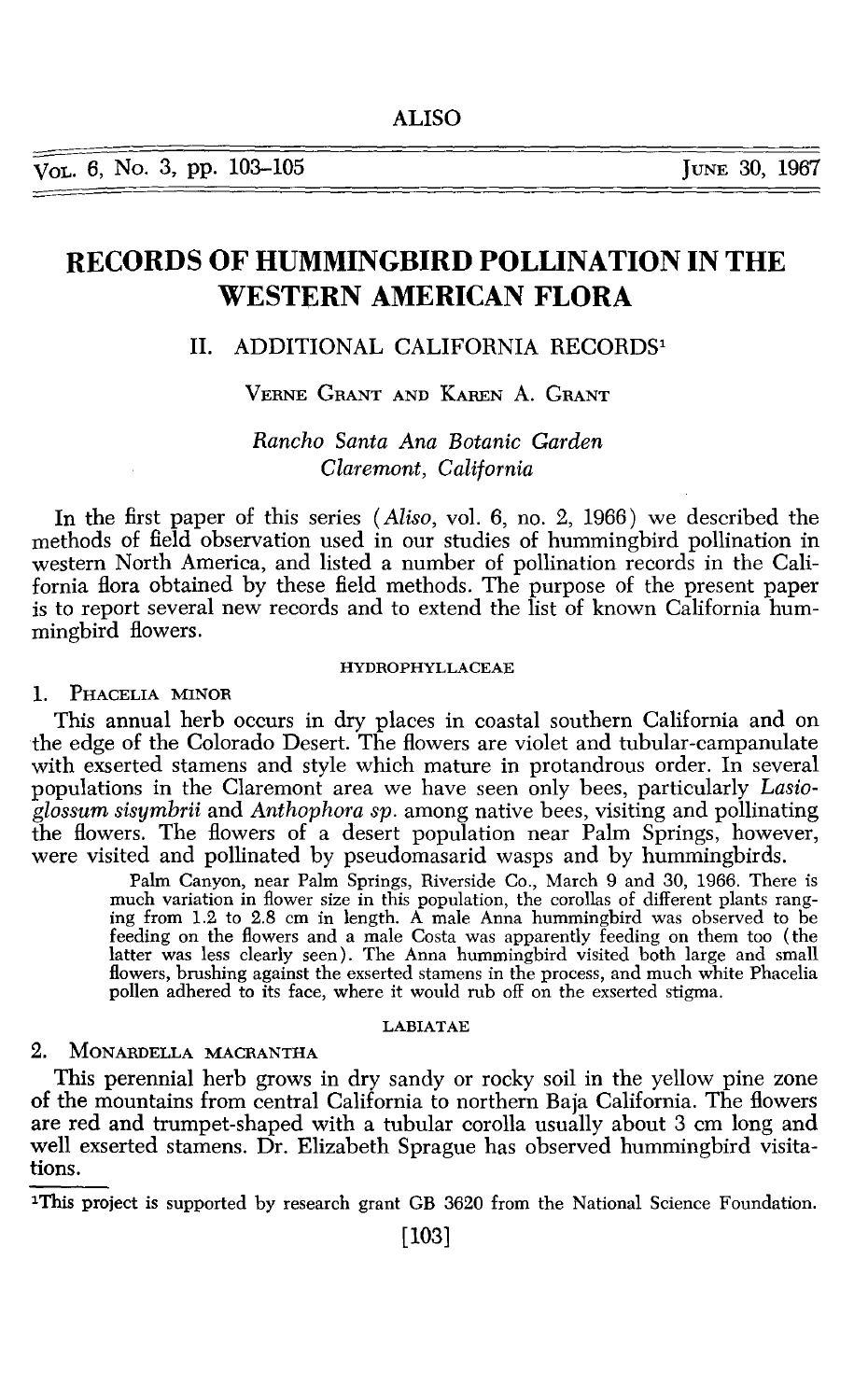# RECORDS OF HUMMINGBIRD POLLINATION IN THE WESTERN AMERICAN FLORA

## II. ADDITIONAL CALIFORNIA RECORDS[1]

VERNE GRANT AND KAREN A. GRANT

*Rancho Santa Ana Botanic Garden*
*Claremont, California*

In the first paper of this series (*Aliso*, vol. 6, no. 2, 1966) we described the methods of field observation used in our studies of hummingbird pollination in western North America, and listed a number of pollination records in the California flora obtained by these field methods. The purpose of the present paper is to report several new records and to extend the list of known California hummingbird flowers.

### HYDROPHYLLACEAE

1. PHACELIA MINOR

This annual herb occurs in dry places in coastal southern California and on the edge of the Colorado Desert. The flowers are violet and tubular-campanulate with exserted stamens and style which mature in protandrous order. In several populations in the Claremont area we have seen only bees, particularly *Lasioglossum sisymbrii* and *Anthophora sp.* among native bees, visiting and pollinating the flowers. The flowers of a desert population near Palm Springs, however, were visited and pollinated by pseudomasarid wasps and by hummingbirds.

> Palm Canyon, near Palm Springs, Riverside Co., March 9 and 30, 1966. There is much variation in flower size in this population, the corollas of different plants ranging from 1.2 to 2.8 cm in length. A male Anna hummingbird was observed to be feeding on the flowers and a male Costa was apparently feeding on them too (the latter was less clearly seen). The Anna hummingbird visited both large and small flowers, brushing against the exserted stamens in the process, and much white Phacelia pollen adhered to its face, where it would rub off on the exserted stigma.

### LABIATAE

2. MONARDELLA MACRANTHA

This perennial herb grows in dry sandy or rocky soil in the yellow pine zone of the mountains from central California to northern Baja California. The flowers are red and trumpet-shaped with a tubular corolla usually about 3 cm long and well exserted stamens. Dr. Elizabeth Sprague has observed hummingbird visitations.

---

[1]This project is supported by research grant GB 3620 from the National Science Foundation.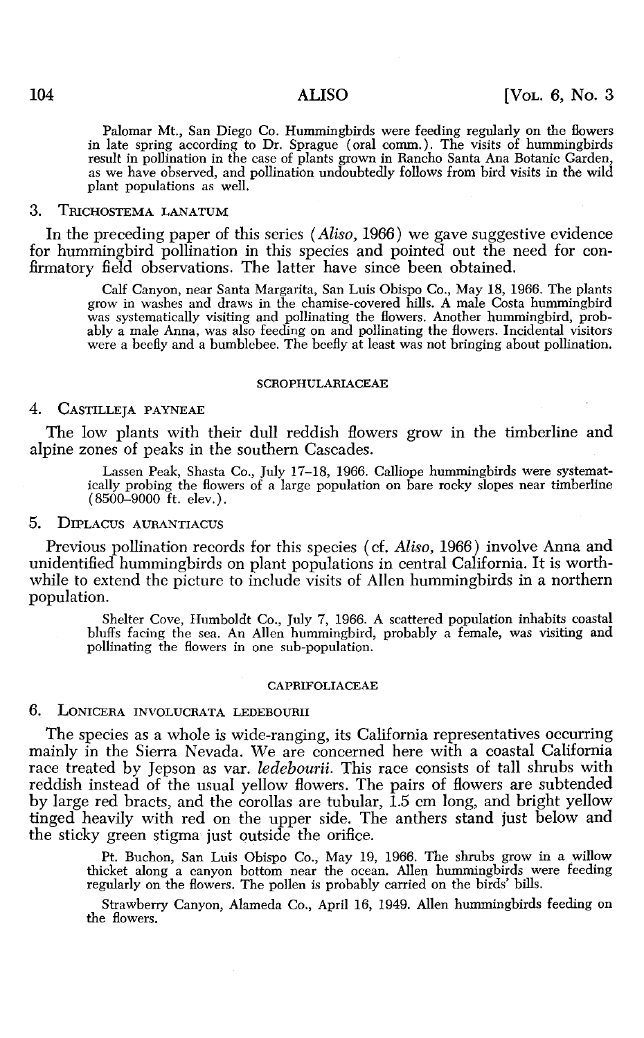Palomar Mt., San Diego Co. Hummingbirds were feeding regularly on the flowers in late spring according to Dr. Sprague (oral comm.). The visits of hummingbirds result in pollination in the case of plants grown in Rancho Santa Ana Botanic Garden, as we have observed, and pollination undoubtedly follows from bird visits in the wild plant populations as well.

### 3. Trichostema lanatum

In the preceding paper of this series (*Aliso,* 1966) we gave suggestive evidence for hummingbird pollination in this species and pointed out the need for confirmatory field observations. The latter have since been obtained.

Calf Canyon, near Santa Margarita, San Luis Obispo Co., May 18, 1966. The plants grow in washes and draws in the chamise-covered hills. A male Costa hummingbird was systematically visiting and pollinating the flowers. Another hummingbird, probably a male Anna, was also feeding on and pollinating the flowers. Incidental visitors were a beefly and a bumblebee. The beefly at least was not bringing about pollination.

## SCROPHULARIACEAE

### 4. Castilleja payneae

The low plants with their dull reddish flowers grow in the timberline and alpine zones of peaks in the southern Cascades.

Lassen Peak, Shasta Co., July 17–18, 1966. Calliope hummingbirds were systematically probing the flowers of a large population on bare rocky slopes near timberline (8500–9000 ft. elev.).

### 5. Diplacus aurantiacus

Previous pollination records for this species (cf. *Aliso,* 1966) involve Anna and unidentified hummingbirds on plant populations in central California. It is worthwhile to extend the picture to include visits of Allen hummingbirds in a northern population.

Shelter Cove, Humboldt Co., July 7, 1966. A scattered population inhabits coastal bluffs facing the sea. An Allen hummingbird, probably a female, was visiting and pollinating the flowers in one sub-population.

## CAPRIFOLIACEAE

### 6. Lonicera involucrata ledebourii

The species as a whole is wide-ranging, its California representatives occurring mainly in the Sierra Nevada. We are concerned here with a coastal California race treated by Jepson as var. *ledebourii.* This race consists of tall shrubs with reddish instead of the usual yellow flowers. The pairs of flowers are subtended by large red bracts, and the corollas are tubular, 1.5 cm long, and bright yellow tinged heavily with red on the upper side. The anthers stand just below and the sticky green stigma just outside the orifice.

Pt. Buchon, San Luis Obispo Co., May 19, 1966. The shrubs grow in a willow thicket along a canyon bottom near the ocean. Allen hummingbirds were feeding regularly on the flowers. The pollen is probably carried on the birds' bills.

Strawberry Canyon, Alameda Co., April 16, 1949. Allen hummingbirds feeding on the flowers.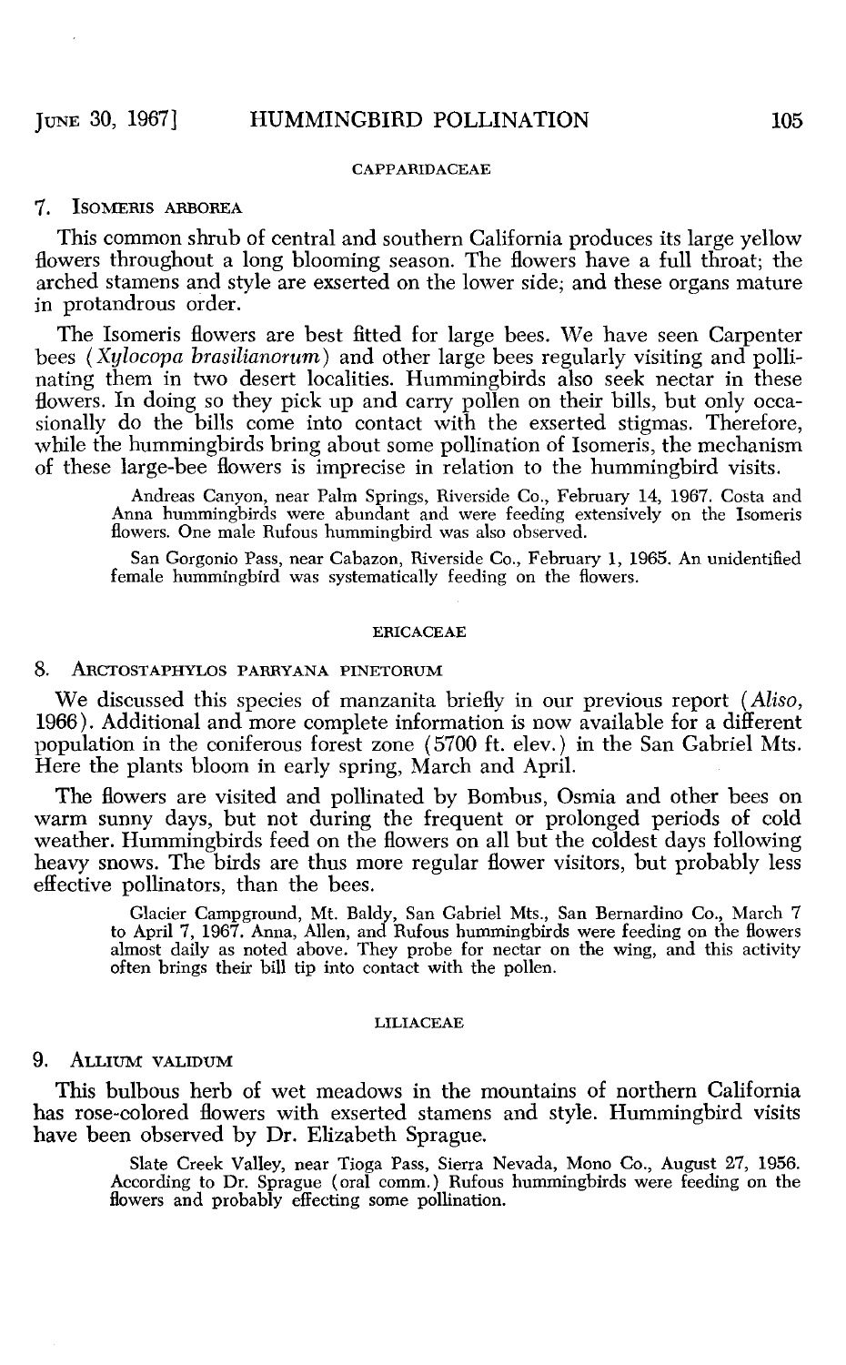CAPPARIDACEAE

### 7. Isomeris arborea

This common shrub of central and southern California produces its large yellow flowers throughout a long blooming season. The flowers have a full throat; the arched stamens and style are exserted on the lower side; and these organs mature in protandrous order.

The Isomeris flowers are best fitted for large bees. We have seen Carpenter bees (*Xylocopa brasilianorum*) and other large bees regularly visiting and pollinating them in two desert localities. Hummingbirds also seek nectar in these flowers. In doing so they pick up and carry pollen on their bills, but only occasionally do the bills come into contact with the exserted stigmas. Therefore, while the hummingbirds bring about some pollination of Isomeris, the mechanism of these large-bee flowers is imprecise in relation to the hummingbird visits.

> Andreas Canyon, near Palm Springs, Riverside Co., February 14, 1967. Costa and Anna hummingbirds were abundant and were feeding extensively on the Isomeris flowers. One male Rufous hummingbird was also observed.
>
> San Gorgonio Pass, near Cabazon, Riverside Co., February 1, 1965. An unidentified female hummingbird was systematically feeding on the flowers.

ERICACEAE

### 8. Arctostaphylos parryana pinetorum

We discussed this species of manzanita briefly in our previous report (*Aliso*, 1966). Additional and more complete information is now available for a different population in the coniferous forest zone (5700 ft. elev.) in the San Gabriel Mts. Here the plants bloom in early spring, March and April.

The flowers are visited and pollinated by Bombus, Osmia and other bees on warm sunny days, but not during the frequent or prolonged periods of cold weather. Hummingbirds feed on the flowers on all but the coldest days following heavy snows. The birds are thus more regular flower visitors, but probably less effective pollinators, than the bees.

> Glacier Campground, Mt. Baldy, San Gabriel Mts., San Bernardino Co., March 7 to April 7, 1967. Anna, Allen, and Rufous hummingbirds were feeding on the flowers almost daily as noted above. They probe for nectar on the wing, and this activity often brings their bill tip into contact with the pollen.

LILIACEAE

### 9. Allium validum

This bulbous herb of wet meadows in the mountains of northern California has rose-colored flowers with exserted stamens and style. Hummingbird visits have been observed by Dr. Elizabeth Sprague.

> Slate Creek Valley, near Tioga Pass, Sierra Nevada, Mono Co., August 27, 1956. According to Dr. Sprague (oral comm.) Rufous hummingbirds were feeding on the flowers and probably effecting some pollination.